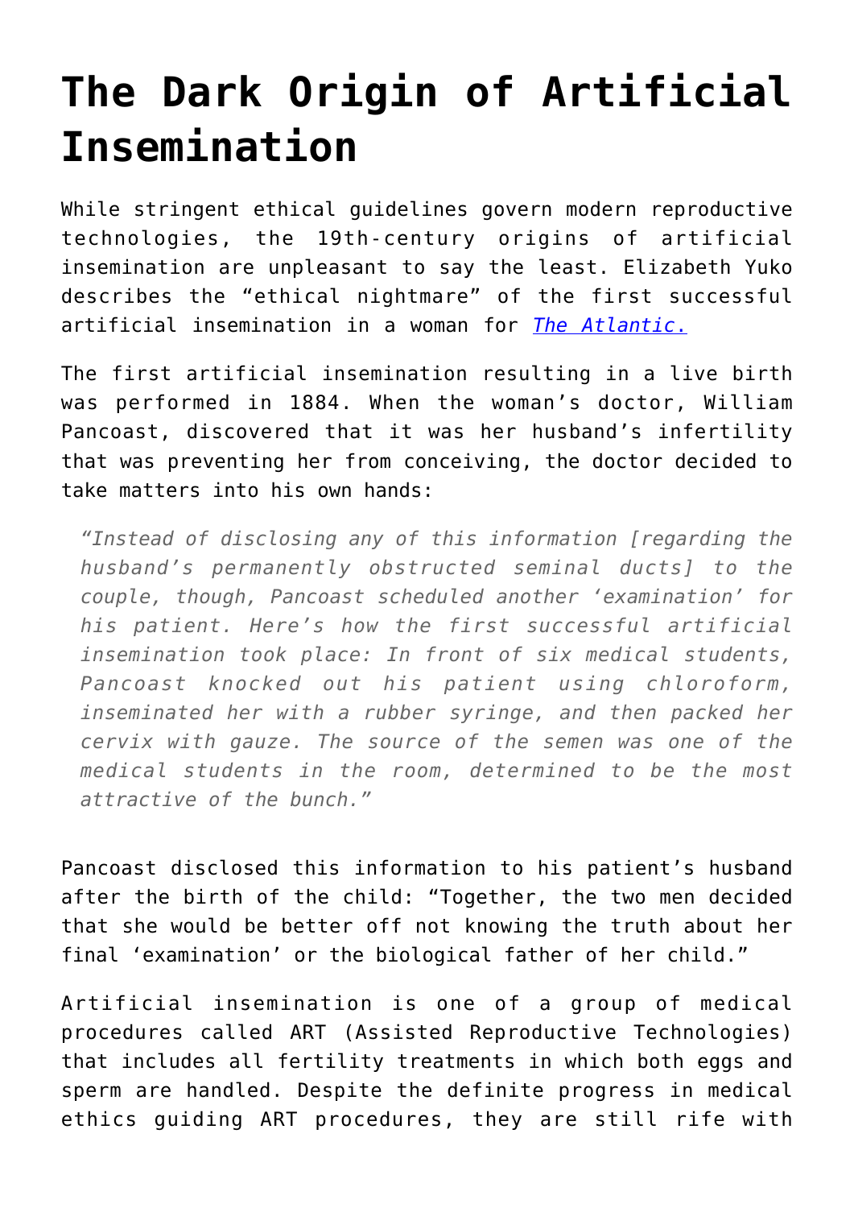# The Dark Origin of Artificial Insemination

While stringent ethical guidelines govern modern reproductive technologies, the 19th-century origins of artificial insemination are unpleasant to say the least. Elizabeth Yuko describes the "ethical nightmare" of the first successful artificial insemination in a woman for *[The Atlantic.](#)*

The first artificial insemination resulting in a live birth was performed in 1884. When the woman's doctor, William Pancoast, discovered that it was her husband's infertility that was preventing her from conceiving, the doctor decided to take matters into his own hands:

> *"Instead of disclosing any of this information [regarding the husband's permanently obstructed seminal ducts] to the couple, though, Pancoast scheduled another 'examination' for his patient. Here's how the first successful artificial insemination took place: In front of six medical students, Pancoast knocked out his patient using chloroform, inseminated her with a rubber syringe, and then packed her cervix with gauze. The source of the semen was one of the medical students in the room, determined to be the most attractive of the bunch."*

Pancoast disclosed this information to his patient's husband after the birth of the child: "Together, the two men decided that she would be better off not knowing the truth about her final 'examination' or the biological father of her child."

Artificial insemination is one of a group of medical procedures called ART (Assisted Reproductive Technologies) that includes all fertility treatments in which both eggs and sperm are handled. Despite the definite progress in medical ethics guiding ART procedures, they are still rife with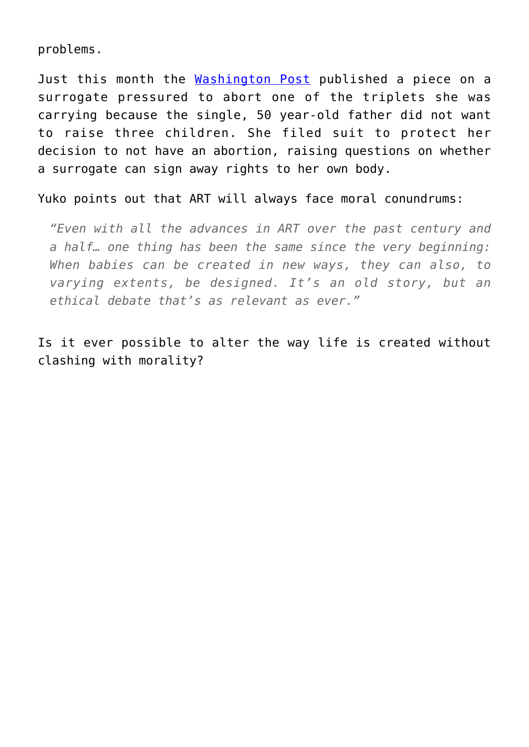problems.

Just this month the [Washington Post]() published a piece on a surrogate pressured to abort one of the triplets she was carrying because the single, 50 year-old father did not want to raise three children. She filed suit to protect her decision to not have an abortion, raising questions on whether a surrogate can sign away rights to her own body.

Yuko points out that ART will always face moral conundrums:

> *"Even with all the advances in ART over the past century and a half… one thing has been the same since the very beginning: When babies can be created in new ways, they can also, to varying extents, be designed. It's an old story, but an ethical debate that's as relevant as ever."*

Is it ever possible to alter the way life is created without clashing with morality?